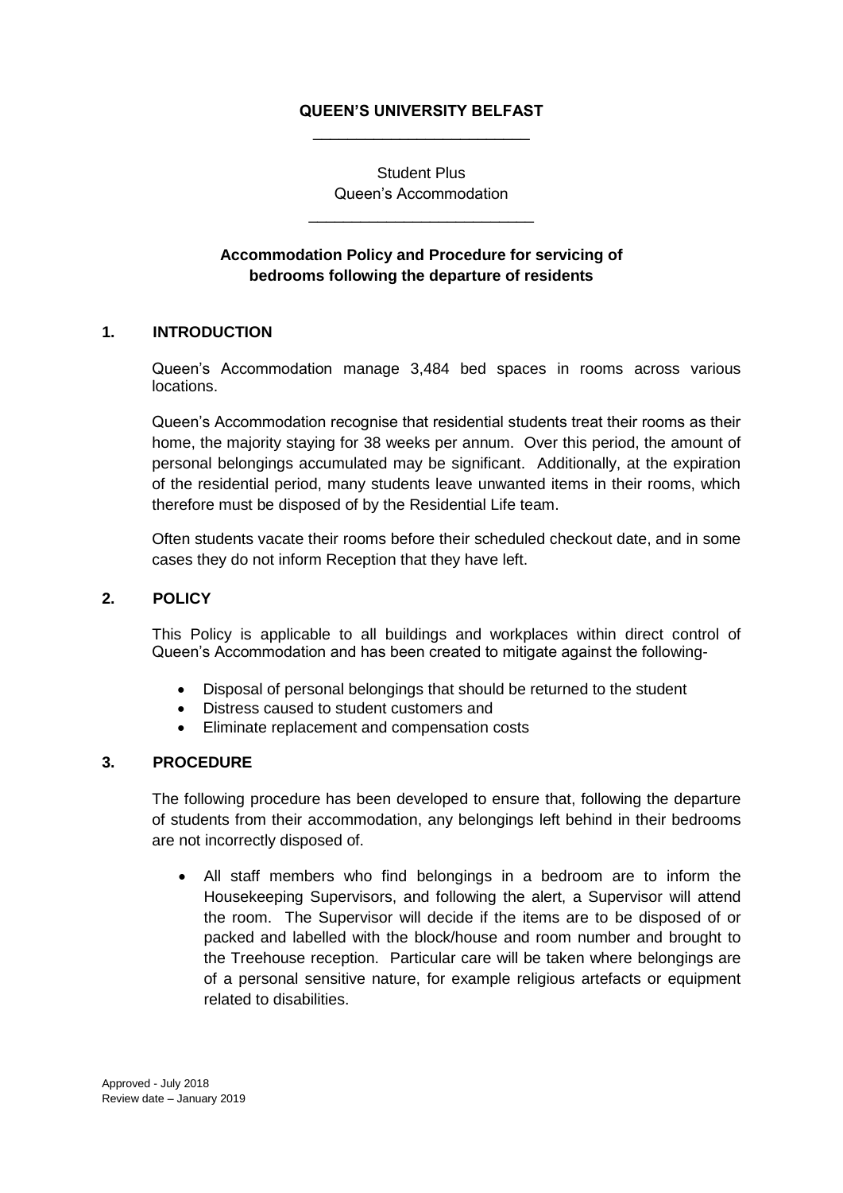**QUEEN'S UNIVERSITY BELFAST**

Student Plus
Queen's Accommodation

**Accommodation Policy and Procedure for servicing of bedrooms following the departure of residents**

## 1. INTRODUCTION

Queen's Accommodation manage 3,484 bed spaces in rooms across various locations.

Queen's Accommodation recognise that residential students treat their rooms as their home, the majority staying for 38 weeks per annum. Over this period, the amount of personal belongings accumulated may be significant. Additionally, at the expiration of the residential period, many students leave unwanted items in their rooms, which therefore must be disposed of by the Residential Life team.

Often students vacate their rooms before their scheduled checkout date, and in some cases they do not inform Reception that they have left.

## 2. POLICY

This Policy is applicable to all buildings and workplaces within direct control of Queen's Accommodation and has been created to mitigate against the following-

- Disposal of personal belongings that should be returned to the student
- Distress caused to student customers and
- Eliminate replacement and compensation costs

## 3. PROCEDURE

The following procedure has been developed to ensure that, following the departure of students from their accommodation, any belongings left behind in their bedrooms are not incorrectly disposed of.

- All staff members who find belongings in a bedroom are to inform the Housekeeping Supervisors, and following the alert, a Supervisor will attend the room. The Supervisor will decide if the items are to be disposed of or packed and labelled with the block/house and room number and brought to the Treehouse reception. Particular care will be taken where belongings are of a personal sensitive nature, for example religious artefacts or equipment related to disabilities.

Approved - July 2018
Review date – January 2019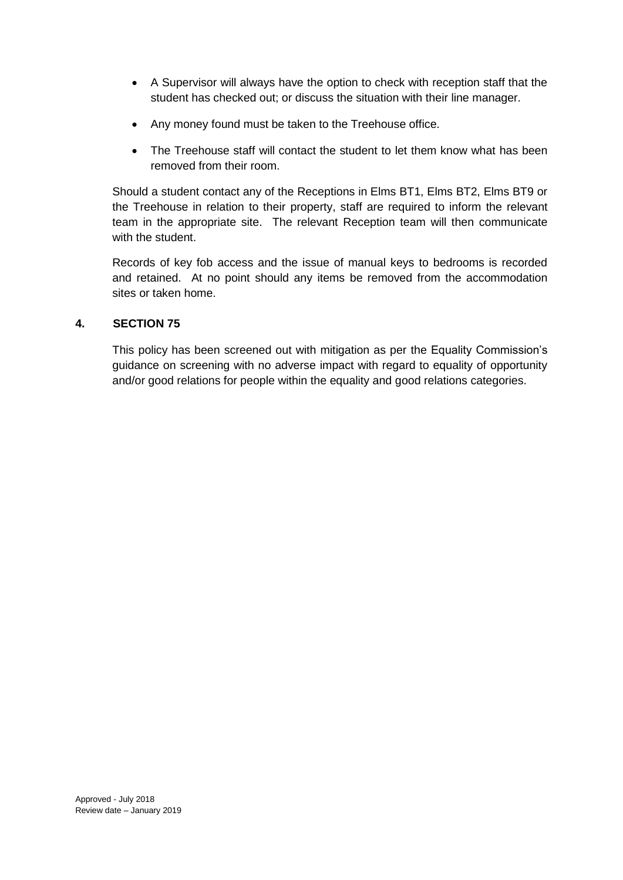- A Supervisor will always have the option to check with reception staff that the student has checked out; or discuss the situation with their line manager.
- Any money found must be taken to the Treehouse office.
- The Treehouse staff will contact the student to let them know what has been removed from their room.

Should a student contact any of the Receptions in Elms BT1, Elms BT2, Elms BT9 or the Treehouse in relation to their property, staff are required to inform the relevant team in the appropriate site. The relevant Reception team will then communicate with the student.

Records of key fob access and the issue of manual keys to bedrooms is recorded and retained. At no point should any items be removed from the accommodation sites or taken home.

## 4. SECTION 75

This policy has been screened out with mitigation as per the Equality Commission's guidance on screening with no adverse impact with regard to equality of opportunity and/or good relations for people within the equality and good relations categories.

Approved - July 2018
Review date – January 2019